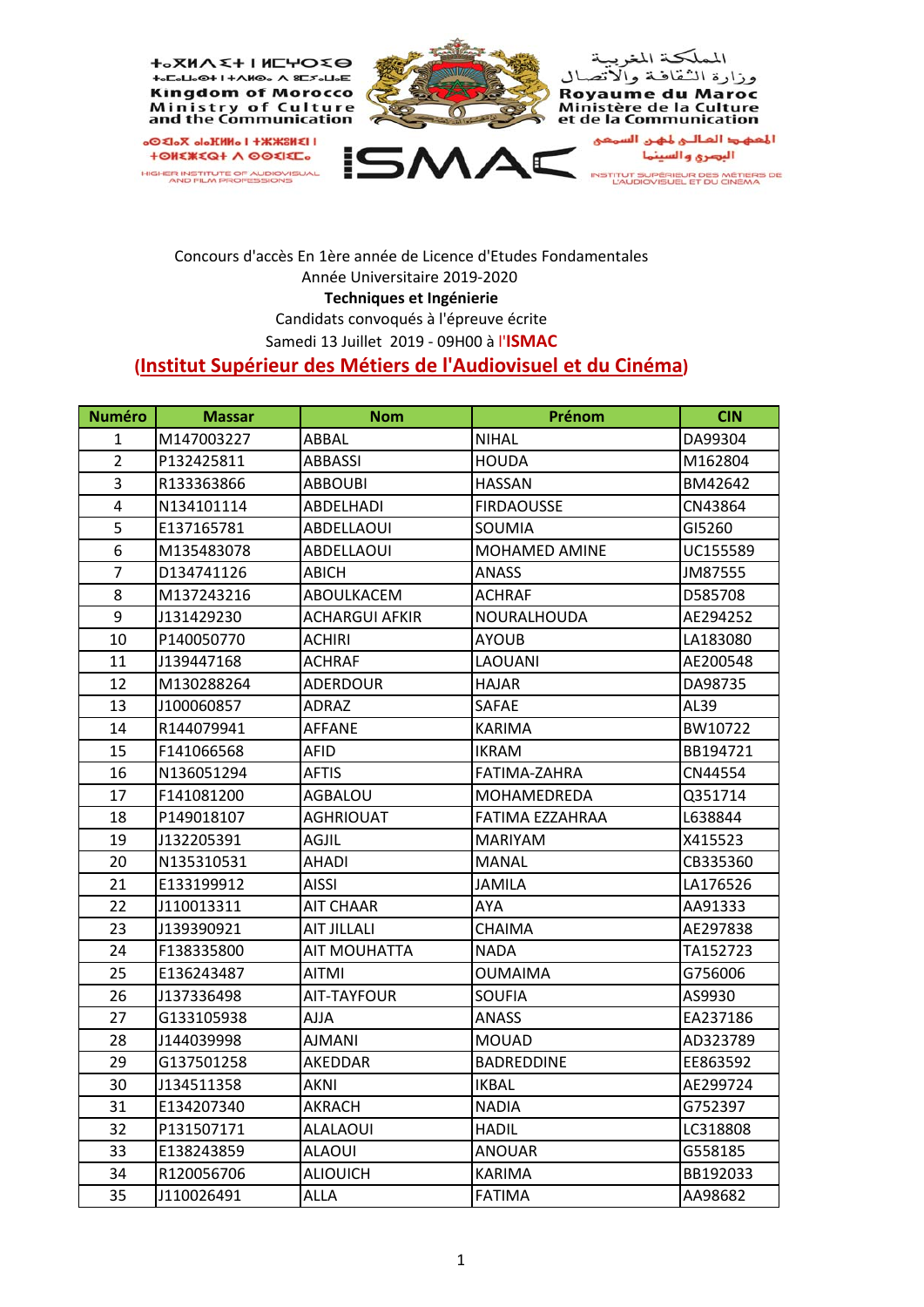ⵜⴰⴳⵍⴷⵉⵜ ⵏ ⵍⵎⵖⵔⵉⴱ
ⵜⴰⵎⴰⵡⴰⵙⵜ ⵏ ⵜⴷⵍⵙⴰ ⴷ ⵓⵎⵢⴰⵡⴰⴹ

Kingdom of Morocco
Ministry of Culture
and the Communication

المملكة المغربية
وزارة الثقافة والاتصال
Royaume du Maroc
Ministère de la Culture
et de la Communication

HIGHER INSTITUTE OF AUDIOVISUAL AND FILM PROFESSIONS

ISMAC

المعهد العالي لمهن السمعي البصري والسينما
INSTITUT SUPÉRIEUR DES MÉTIERS DE L'AUDIOVISUEL ET DU CINÉMA

Concours d'accès En 1ère année de Licence d'Etudes Fondamentales
Année Universitaire 2019-2020
**Techniques et Ingénierie**
Candidats convoqués à l'épreuve écrite
Samedi 13 Juillet 2019 - 09H00 à l'**ISMAC**

## (Institut Supérieur des Métiers de l'Audiovisuel et du Cinéma)

| Numéro | Massar | Nom | Prénom | CIN |
|---|---|---|---|---|
| 1 | M147003227 | ABBAL | NIHAL | DA99304 |
| 2 | P132425811 | ABBASSI | HOUDA | M162804 |
| 3 | R133363866 | ABBOUBI | HASSAN | BM42642 |
| 4 | N134101114 | ABDELHADI | FIRDAOUSSE | CN43864 |
| 5 | E137165781 | ABDELLAOUI | SOUMIA | GI5260 |
| 6 | M135483078 | ABDELLAOUI | MOHAMED AMINE | UC155589 |
| 7 | D134741126 | ABICH | ANASS | JM87555 |
| 8 | M137243216 | ABOULKACEM | ACHRAF | D585708 |
| 9 | J131429230 | ACHARGUI AFKIR | NOURALHOUDA | AE294252 |
| 10 | P140050770 | ACHIRI | AYOUB | LA183080 |
| 11 | J139447168 | ACHRAF | LAOUANI | AE200548 |
| 12 | M130288264 | ADERDOUR | HAJAR | DA98735 |
| 13 | J100060857 | ADRAZ | SAFAE | AL39 |
| 14 | R144079941 | AFFANE | KARIMA | BW10722 |
| 15 | F141066568 | AFID | IKRAM | BB194721 |
| 16 | N136051294 | AFTIS | FATIMA-ZAHRA | CN44554 |
| 17 | F141081200 | AGBALOU | MOHAMEDREDA | Q351714 |
| 18 | P149018107 | AGHRIOUAT | FATIMA EZZAHRAA | L638844 |
| 19 | J132205391 | AGJIL | MARIYAM | X415523 |
| 20 | N135310531 | AHADI | MANAL | CB335360 |
| 21 | E133199912 | AISSI | JAMILA | LA176526 |
| 22 | J110013311 | AIT CHAAR | AYA | AA91333 |
| 23 | J139390921 | AIT JILLALI | CHAIMA | AE297838 |
| 24 | F138335800 | AIT MOUHATTA | NADA | TA152723 |
| 25 | E136243487 | AITMI | OUMAIMA | G756006 |
| 26 | J137336498 | AIT-TAYFOUR | SOUFIA | AS9930 |
| 27 | G133105938 | AJJA | ANASS | EA237186 |
| 28 | J144039998 | AJMANI | MOUAD | AD323789 |
| 29 | G137501258 | AKEDDAR | BADREDDINE | EE863592 |
| 30 | J134511358 | AKNI | IKBAL | AE299724 |
| 31 | E134207340 | AKRACH | NADIA | G752397 |
| 32 | P131507171 | ALALAOUI | HADIL | LC318808 |
| 33 | E138243859 | ALAOUI | ANOUAR | G558185 |
| 34 | R120056706 | ALIOUICH | KARIMA | BB192033 |
| 35 | J110026491 | ALLA | FATIMA | AA98682 |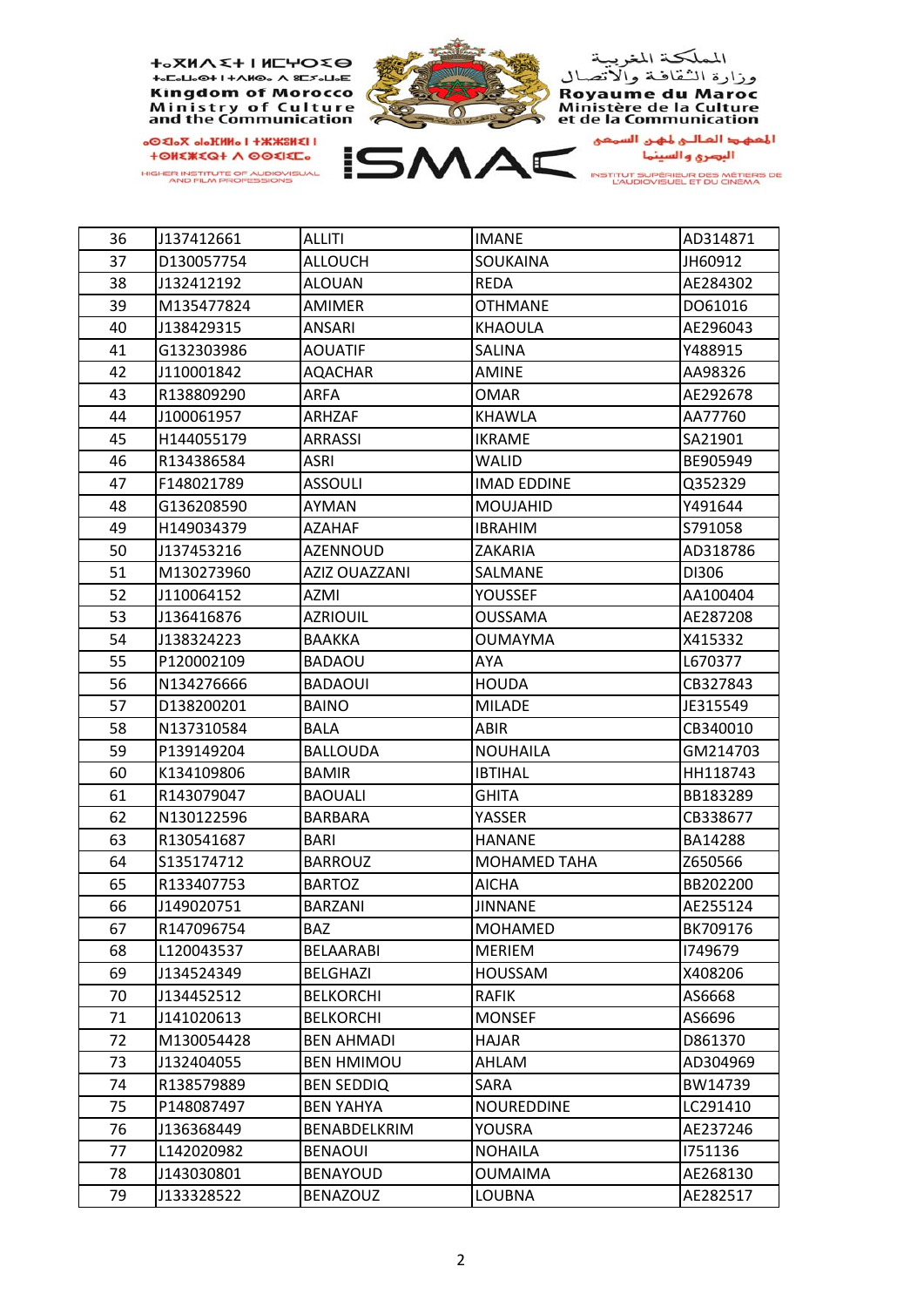| 36 | J137412661 | ALLITI | IMANE | AD314871 |
|---|---|---|---|---|
| 37 | D130057754 | ALLOUCH | SOUKAINA | JH60912 |
| 38 | J132412192 | ALOUAN | REDA | AE284302 |
| 39 | M135477824 | AMIMER | OTHMANE | DO61016 |
| 40 | J138429315 | ANSARI | KHAOULA | AE296043 |
| 41 | G132303986 | AOUATIF | SALINA | Y488915 |
| 42 | J110001842 | AQACHAR | AMINE | AA98326 |
| 43 | R138809290 | ARFA | OMAR | AE292678 |
| 44 | J100061957 | ARHZAF | KHAWLA | AA77760 |
| 45 | H144055179 | ARRASSI | IKRAME | SA21901 |
| 46 | R134386584 | ASRI | WALID | BE905949 |
| 47 | F148021789 | ASSOULI | IMAD EDDINE | Q352329 |
| 48 | G136208590 | AYMAN | MOUJAHID | Y491644 |
| 49 | H149034379 | AZAHAF | IBRAHIM | S791058 |
| 50 | J137453216 | AZENNOUD | ZAKARIA | AD318786 |
| 51 | M130273960 | AZIZ OUAZZANI | SALMANE | DI306 |
| 52 | J110064152 | AZMI | YOUSSEF | AA100404 |
| 53 | J136416876 | AZRIOUIL | OUSSAMA | AE287208 |
| 54 | J138324223 | BAAKKA | OUMAYMA | X415332 |
| 55 | P120002109 | BADAOU | AYA | L670377 |
| 56 | N134276666 | BADAOUI | HOUDA | CB327843 |
| 57 | D138200201 | BAINO | MILADE | JE315549 |
| 58 | N137310584 | BALA | ABIR | CB340010 |
| 59 | P139149204 | BALLOUDA | NOUHAILA | GM214703 |
| 60 | K134109806 | BAMIR | IBTIHAL | HH118743 |
| 61 | R143079047 | BAOUALI | GHITA | BB183289 |
| 62 | N130122596 | BARBARA | YASSER | CB338677 |
| 63 | R130541687 | BARI | HANANE | BA14288 |
| 64 | S135174712 | BARROUZ | MOHAMED TAHA | Z650566 |
| 65 | R133407753 | BARTOZ | AICHA | BB202200 |
| 66 | J149020751 | BARZANI | JINNANE | AE255124 |
| 67 | R147096754 | BAZ | MOHAMED | BK709176 |
| 68 | L120043537 | BELAARABI | MERIEM | I749679 |
| 69 | J134524349 | BELGHAZI | HOUSSAM | X408206 |
| 70 | J134452512 | BELKORCHI | RAFIK | AS6668 |
| 71 | J141020613 | BELKORCHI | MONSEF | AS6696 |
| 72 | M130054428 | BEN AHMADI | HAJAR | D861370 |
| 73 | J132404055 | BEN HMIMOU | AHLAM | AD304969 |
| 74 | R138579889 | BEN SEDDIQ | SARA | BW14739 |
| 75 | P148087497 | BEN YAHYA | NOUREDDINE | LC291410 |
| 76 | J136368449 | BENABDELKRIM | YOUSRA | AE237246 |
| 77 | L142020982 | BENAOUI | NOHAILA | I751136 |
| 78 | J143030801 | BENAYOUD | OUMAIMA | AE268130 |
| 79 | J133328522 | BENAZOUZ | LOUBNA | AE282517 |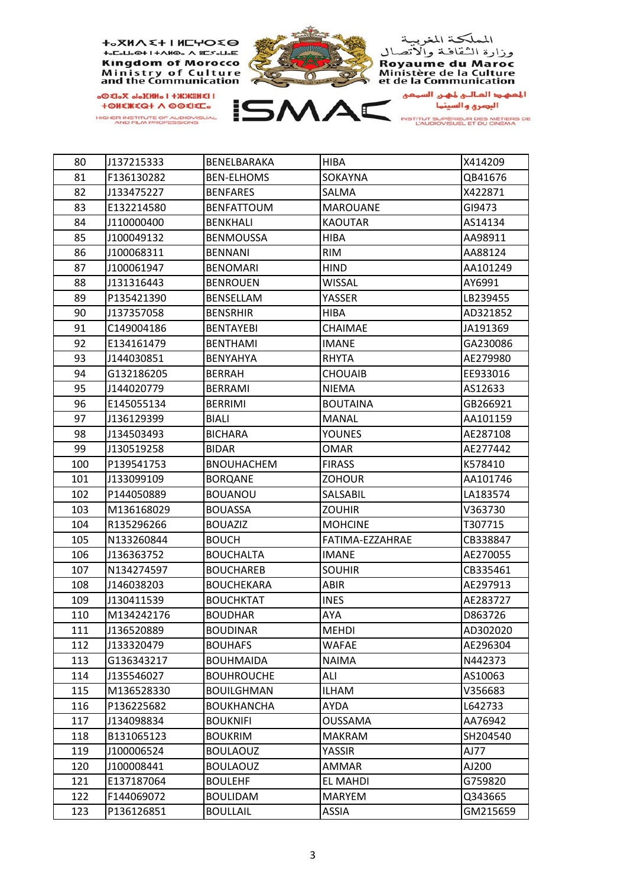| 80 | J137215333 | BENELBARAKA | HIBA | X414209 |
|---|---|---|---|---|
| 81 | F136130282 | BEN-ELHOMS | SOKAYNA | QB41676 |
| 82 | J133475227 | BENFARES | SALMA | X422871 |
| 83 | E132214580 | BENFATTOUM | MAROUANE | GI9473 |
| 84 | J110000400 | BENKHALI | KAOUTAR | AS14134 |
| 85 | J100049132 | BENMOUSSA | HIBA | AA98911 |
| 86 | J100068311 | BENNANI | RIM | AA88124 |
| 87 | J100061947 | BENOMARI | HIND | AA101249 |
| 88 | J131316443 | BENROUEN | WISSAL | AY6991 |
| 89 | P135421390 | BENSELLAM | YASSER | LB239455 |
| 90 | J137357058 | BENSRHIR | HIBA | AD321852 |
| 91 | C149004186 | BENTAYEBI | CHAIMAE | JA191369 |
| 92 | E134161479 | BENTHAMI | IMANE | GA230086 |
| 93 | J144030851 | BENYAHYA | RHYTA | AE279980 |
| 94 | G132186205 | BERRAH | CHOUAIB | EE933016 |
| 95 | J144020779 | BERRAMI | NIEMA | AS12633 |
| 96 | E145055134 | BERRIMI | BOUTAINA | GB266921 |
| 97 | J136129399 | BIALI | MANAL | AA101159 |
| 98 | J134503493 | BICHARA | YOUNES | AE287108 |
| 99 | J130519258 | BIDAR | OMAR | AE277442 |
| 100 | P139541753 | BNOUHACHEM | FIRASS | K578410 |
| 101 | J133099109 | BORQANE | ZOHOUR | AA101746 |
| 102 | P144050889 | BOUANOU | SALSABIL | LA183574 |
| 103 | M136168029 | BOUASSA | ZOUHIR | V363730 |
| 104 | R135296266 | BOUAZIZ | MOHCINE | T307715 |
| 105 | N133260844 | BOUCH | FATIMA-EZZAHRAE | CB338847 |
| 106 | J136363752 | BOUCHALTA | IMANE | AE270055 |
| 107 | N134274597 | BOUCHAREB | SOUHIR | CB335461 |
| 108 | J146038203 | BOUCHEKARA | ABIR | AE297913 |
| 109 | J130411539 | BOUCHKTAT | INES | AE283727 |
| 110 | M134242176 | BOUDHAR | AYA | D863726 |
| 111 | J136520889 | BOUDINAR | MEHDI | AD302020 |
| 112 | J133320479 | BOUHAFS | WAFAE | AE296304 |
| 113 | G136343217 | BOUHMAIDA | NAIMA | N442373 |
| 114 | J135546027 | BOUHROUCHE | ALI | AS10063 |
| 115 | M136528330 | BOUILGHMAN | ILHAM | V356683 |
| 116 | P136225682 | BOUKHANCHA | AYDA | L642733 |
| 117 | J134098834 | BOUKNIFI | OUSSAMA | AA76942 |
| 118 | B131065123 | BOUKRIM | MAKRAM | SH204540 |
| 119 | J100006524 | BOULAOUZ | YASSIR | AJ77 |
| 120 | J100008441 | BOULAOUZ | AMMAR | AJ200 |
| 121 | E137187064 | BOULEHF | EL MAHDI | G759820 |
| 122 | F144069072 | BOULIDAM | MARYEM | Q343665 |
| 123 | P136126851 | BOULLAIL | ASSIA | GM215659 |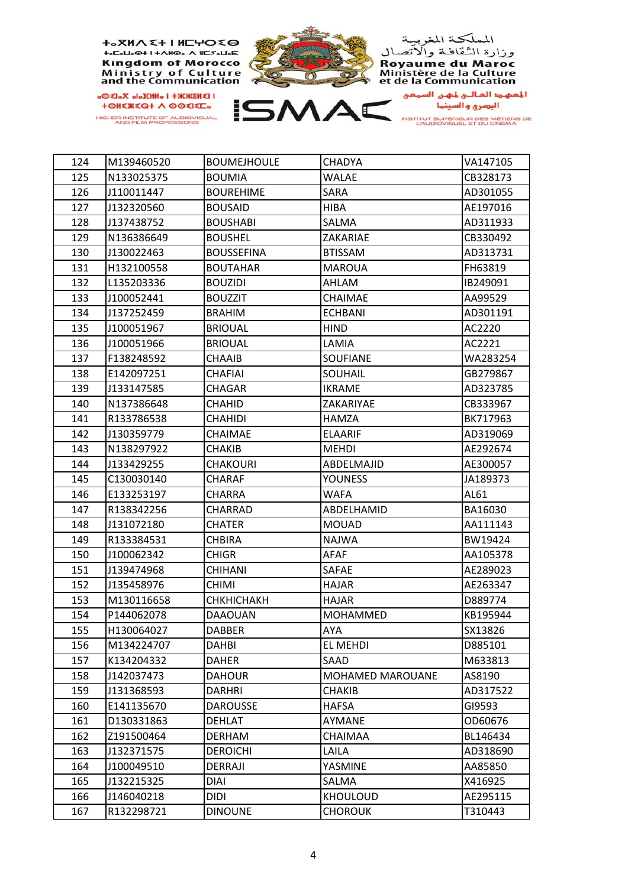| 124 | M139460520 | BOUMEJHOULE | CHADYA | VA147105 |
|---|---|---|---|---|
| 125 | N133025375 | BOUMIA | WALAE | CB328173 |
| 126 | J110011447 | BOUREHIME | SARA | AD301055 |
| 127 | J132320560 | BOUSAID | HIBA | AE197016 |
| 128 | J137438752 | BOUSHABI | SALMA | AD311933 |
| 129 | N136386649 | BOUSHEL | ZAKARIAE | CB330492 |
| 130 | J130022463 | BOUSSEFINA | BTISSAM | AD313731 |
| 131 | H132100558 | BOUTAHAR | MAROUA | FH63819 |
| 132 | L135203336 | BOUZIDI | AHLAM | IB249091 |
| 133 | J100052441 | BOUZZIT | CHAIMAE | AA99529 |
| 134 | J137252459 | BRAHIM | ECHBANI | AD301191 |
| 135 | J100051967 | BRIOUAL | HIND | AC2220 |
| 136 | J100051966 | BRIOUAL | LAMIA | AC2221 |
| 137 | F138248592 | CHAAIB | SOUFIANE | WA283254 |
| 138 | E142097251 | CHAFIAI | SOUHAIL | GB279867 |
| 139 | J133147585 | CHAGAR | IKRAME | AD323785 |
| 140 | N137386648 | CHAHID | ZAKARIYAE | CB333967 |
| 141 | R133786538 | CHAHIDI | HAMZA | BK717963 |
| 142 | J130359779 | CHAIMAE | ELAARIF | AD319069 |
| 143 | N138297922 | CHAKIB | MEHDI | AE292674 |
| 144 | J133429255 | CHAKOURI | ABDELMAJID | AE300057 |
| 145 | C130030140 | CHARAF | YOUNESS | JA189373 |
| 146 | E133253197 | CHARRA | WAFA | AL61 |
| 147 | R138342256 | CHARRAD | ABDELHAMID | BA16030 |
| 148 | J131072180 | CHATER | MOUAD | AA111143 |
| 149 | R133384531 | CHBIRA | NAJWA | BW19424 |
| 150 | J100062342 | CHIGR | AFAF | AA105378 |
| 151 | J139474968 | CHIHANI | SAFAE | AE289023 |
| 152 | J135458976 | CHIMI | HAJAR | AE263347 |
| 153 | M130116658 | CHKHICHAKH | HAJAR | D889774 |
| 154 | P144062078 | DAAOUAN | MOHAMMED | KB195944 |
| 155 | H130064027 | DABBER | AYA | SX13826 |
| 156 | M134224707 | DAHBI | EL MEHDI | D885101 |
| 157 | K134204332 | DAHER | SAAD | M633813 |
| 158 | J142037473 | DAHOUR | MOHAMED MAROUANE | AS8190 |
| 159 | J131368593 | DARHRI | CHAKIB | AD317522 |
| 160 | E141135670 | DAROUSSE | HAFSA | GI9593 |
| 161 | D130331863 | DEHLAT | AYMANE | OD60676 |
| 162 | Z191500464 | DERHAM | CHAIMAA | BL146434 |
| 163 | J132371575 | DEROICHI | LAILA | AD318690 |
| 164 | J100049510 | DERRAJI | YASMINE | AA85850 |
| 165 | J132215325 | DIAI | SALMA | X416925 |
| 166 | J146040218 | DIDI | KHOULOUD | AE295115 |
| 167 | R132298721 | DINOUNE | CHOROUK | T310443 |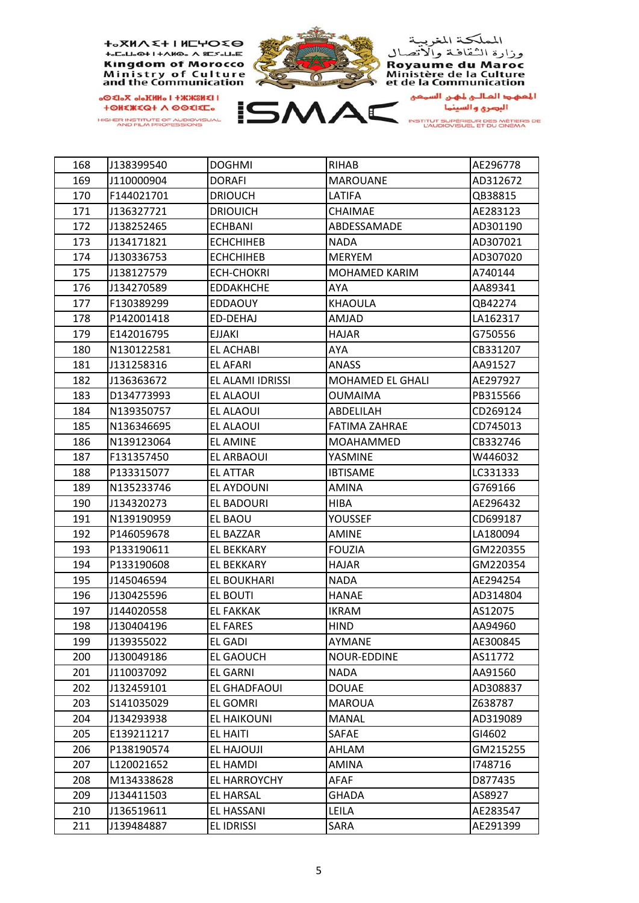| | | | | |
|---|---|---|---|---|
| 168 | J138399540 | DOGHMI | RIHAB | AE296778 |
| 169 | J110000904 | DORAFI | MAROUANE | AD312672 |
| 170 | F144021701 | DRIOUCH | LATIFA | QB38815 |
| 171 | J136327721 | DRIOUICH | CHAIMAE | AE283123 |
| 172 | J138252465 | ECHBANI | ABDESSAMADE | AD301190 |
| 173 | J134171821 | ECHCHIHEB | NADA | AD307021 |
| 174 | J130336753 | ECHCHIHEB | MERYEM | AD307020 |
| 175 | J138127579 | ECH-CHOKRI | MOHAMED KARIM | A740144 |
| 176 | J134270589 | EDDAKHCHE | AYA | AA89341 |
| 177 | F130389299 | EDDAOUY | KHAOULA | QB42274 |
| 178 | P142001418 | ED-DEHAJ | AMJAD | LA162317 |
| 179 | E142016795 | EJJAKI | HAJAR | G750556 |
| 180 | N130122581 | EL ACHABI | AYA | CB331207 |
| 181 | J131258316 | EL AFARI | ANASS | AA91527 |
| 182 | J136363672 | EL ALAMI IDRISSI | MOHAMED EL GHALI | AE297927 |
| 183 | D134773993 | EL ALAOUI | OUMAIMA | PB315566 |
| 184 | N139350757 | EL ALAOUI | ABDELILAH | CD269124 |
| 185 | N136346695 | EL ALAOUI | FATIMA ZAHRAE | CD745013 |
| 186 | N139123064 | EL AMINE | MOAHAMMED | CB332746 |
| 187 | F131357450 | EL ARBAOUI | YASMINE | W446032 |
| 188 | P133315077 | EL ATTAR | IBTISAME | LC331333 |
| 189 | N135233746 | EL AYDOUNI | AMINA | G769166 |
| 190 | J134320273 | EL BADOURI | HIBA | AE296432 |
| 191 | N139190959 | EL BAOU | YOUSSEF | CD699187 |
| 192 | P146059678 | EL BAZZAR | AMINE | LA180094 |
| 193 | P133190611 | EL BEKKARY | FOUZIA | GM220355 |
| 194 | P133190608 | EL BEKKARY | HAJAR | GM220354 |
| 195 | J145046594 | EL BOUKHARI | NADA | AE294254 |
| 196 | J130425596 | EL BOUTI | HANAE | AD314804 |
| 197 | J144020558 | EL FAKKAK | IKRAM | AS12075 |
| 198 | J130404196 | EL FARES | HIND | AA94960 |
| 199 | J139355022 | EL GADI | AYMANE | AE300845 |
| 200 | J130049186 | EL GAOUCH | NOUR-EDDINE | AS11772 |
| 201 | J110037092 | EL GARNI | NADA | AA91560 |
| 202 | J132459101 | EL GHADFAOUI | DOUAE | AD308837 |
| 203 | S141035029 | EL GOMRI | MAROUA | Z638787 |
| 204 | J134293938 | EL HAIKOUNI | MANAL | AD319089 |
| 205 | E139211217 | EL HAITI | SAFAE | GI4602 |
| 206 | P138190574 | EL HAJOUJI | AHLAM | GM215255 |
| 207 | L120021652 | EL HAMDI | AMINA | I748716 |
| 208 | M134338628 | EL HARROYCHY | AFAF | D877435 |
| 209 | J134411503 | EL HARSAL | GHADA | AS8927 |
| 210 | J136519611 | EL HASSANI | LEILA | AE283547 |
| 211 | J139484887 | EL IDRISSI | SARA | AE291399 |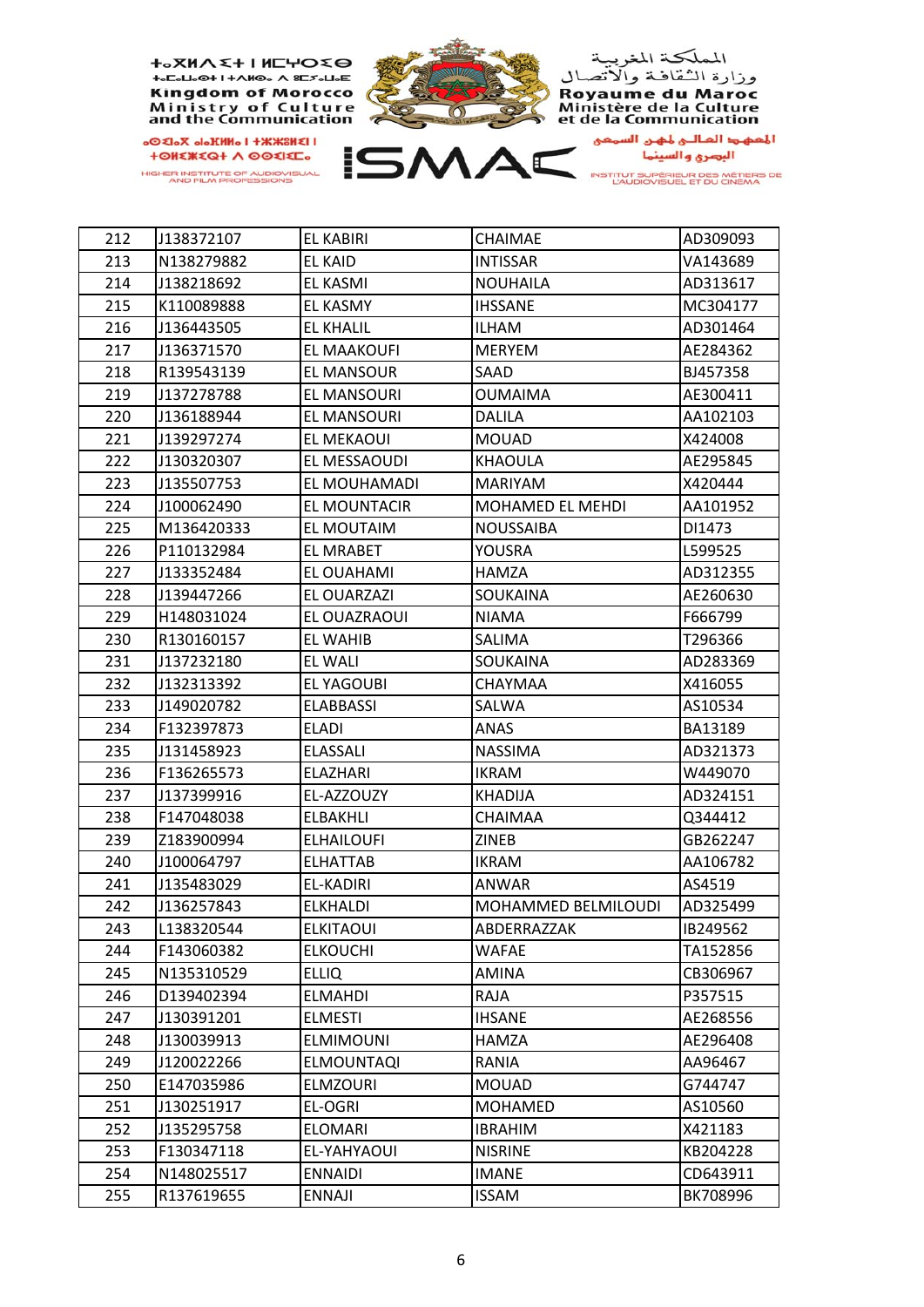| 212 | J138372107 | EL KABIRI | CHAIMAE | AD309093 |
|---|---|---|---|---|
| 213 | N138279882 | EL KAID | INTISSAR | VA143689 |
| 214 | J138218692 | EL KASMI | NOUHAILA | AD313617 |
| 215 | K110089888 | EL KASMY | IHSSANE | MC304177 |
| 216 | J136443505 | EL KHALIL | ILHAM | AD301464 |
| 217 | J136371570 | EL MAAKOUFI | MERYEM | AE284362 |
| 218 | R139543139 | EL MANSOUR | SAAD | BJ457358 |
| 219 | J137278788 | EL MANSOURI | OUMAIMA | AE300411 |
| 220 | J136188944 | EL MANSOURI | DALILA | AA102103 |
| 221 | J139297274 | EL MEKAOUI | MOUAD | X424008 |
| 222 | J130320307 | EL MESSAOUDI | KHAOULA | AE295845 |
| 223 | J135507753 | EL MOUHAMADI | MARIYAM | X420444 |
| 224 | J100062490 | EL MOUNTACIR | MOHAMED EL MEHDI | AA101952 |
| 225 | M136420333 | EL MOUTAIM | NOUSSAIBA | DI1473 |
| 226 | P110132984 | EL MRABET | YOUSRA | L599525 |
| 227 | J133352484 | EL OUAHAMI | HAMZA | AD312355 |
| 228 | J139447266 | EL OUARZAZI | SOUKAINA | AE260630 |
| 229 | H148031024 | EL OUAZRAOUI | NIAMA | F666799 |
| 230 | R130160157 | EL WAHIB | SALIMA | T296366 |
| 231 | J137232180 | EL WALI | SOUKAINA | AD283369 |
| 232 | J132313392 | EL YAGOUBI | CHAYMAA | X416055 |
| 233 | J149020782 | ELABBASSI | SALWA | AS10534 |
| 234 | F132397873 | ELADI | ANAS | BA13189 |
| 235 | J131458923 | ELASSALI | NASSIMA | AD321373 |
| 236 | F136265573 | ELAZHARI | IKRAM | W449070 |
| 237 | J137399916 | EL-AZZOUZY | KHADIJA | AD324151 |
| 238 | F147048038 | ELBAKHLI | CHAIMAA | Q344412 |
| 239 | Z183900994 | ELHAILOUFI | ZINEB | GB262247 |
| 240 | J100064797 | ELHATTAB | IKRAM | AA106782 |
| 241 | J135483029 | EL-KADIRI | ANWAR | AS4519 |
| 242 | J136257843 | ELKHALDI | MOHAMMED BELMILOUDI | AD325499 |
| 243 | L138320544 | ELKITAOUI | ABDERRAZZAK | IB249562 |
| 244 | F143060382 | ELKOUCHI | WAFAE | TA152856 |
| 245 | N135310529 | ELLIQ | AMINA | CB306967 |
| 246 | D139402394 | ELMAHDI | RAJA | P357515 |
| 247 | J130391201 | ELMESTI | IHSANE | AE268556 |
| 248 | J130039913 | ELMIMOUNI | HAMZA | AE296408 |
| 249 | J120022266 | ELMOUNTAQI | RANIA | AA96467 |
| 250 | E147035986 | ELMZOURI | MOUAD | G744747 |
| 251 | J130251917 | EL-OGRI | MOHAMED | AS10560 |
| 252 | J135295758 | ELOMARI | IBRAHIM | X421183 |
| 253 | F130347118 | EL-YAHYAOUI | NISRINE | KB204228 |
| 254 | N148025517 | ENNAIDI | IMANE | CD643911 |
| 255 | R137619655 | ENNAJI | ISSAM | BK708996 |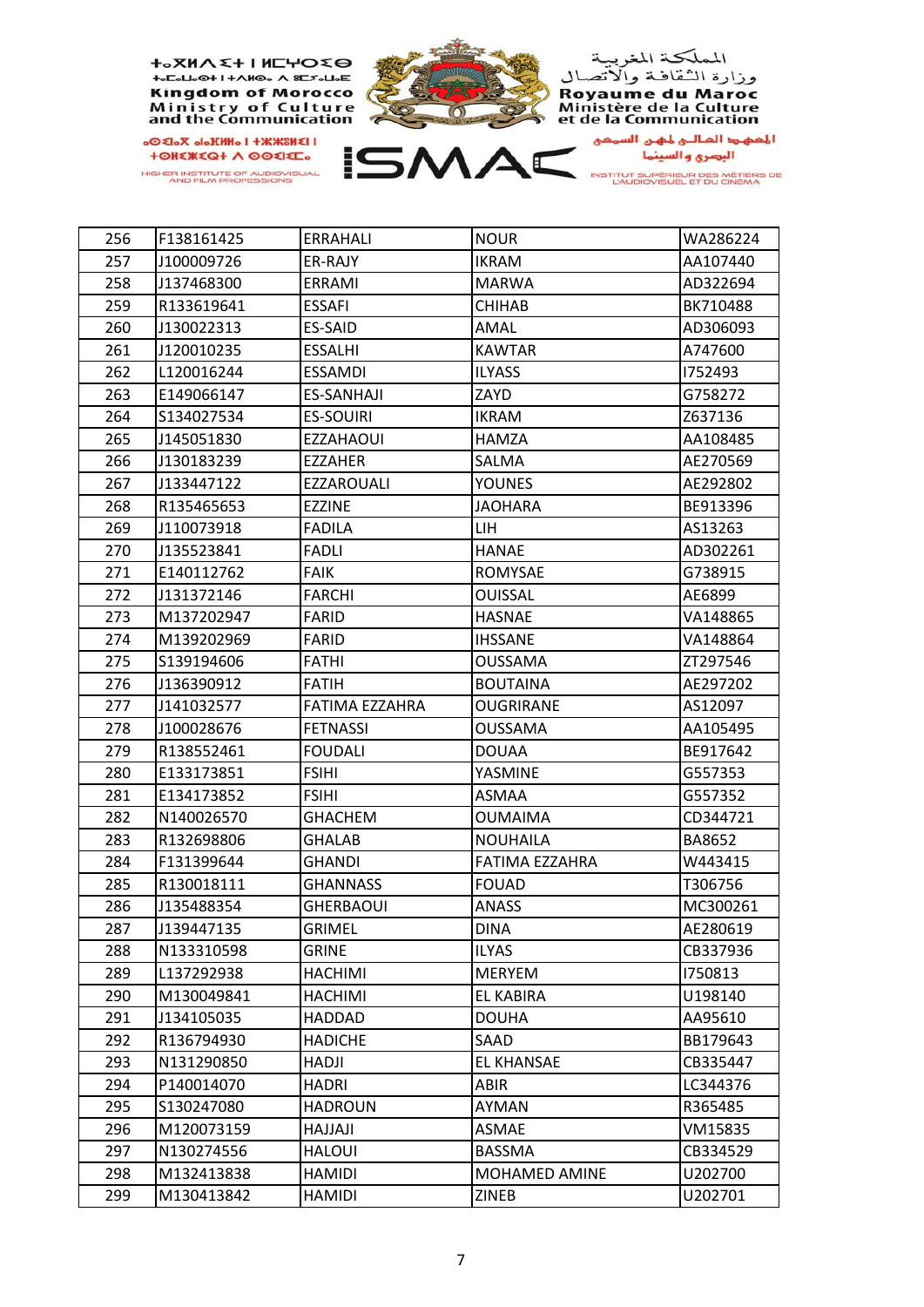| | | | | |
|---|---|---|---|---|
| 256 | F138161425 | ERRAHALI | NOUR | WA286224 |
| 257 | J100009726 | ER-RAJY | IKRAM | AA107440 |
| 258 | J137468300 | ERRAMI | MARWA | AD322694 |
| 259 | R133619641 | ESSAFI | CHIHAB | BK710488 |
| 260 | J130022313 | ES-SAID | AMAL | AD306093 |
| 261 | J120010235 | ESSALHI | KAWTAR | A747600 |
| 262 | L120016244 | ESSAMDI | ILYASS | I752493 |
| 263 | E149066147 | ES-SANHAJI | ZAYD | G758272 |
| 264 | S134027534 | ES-SOUIRI | IKRAM | Z637136 |
| 265 | J145051830 | EZZAHAOUI | HAMZA | AA108485 |
| 266 | J130183239 | EZZAHER | SALMA | AE270569 |
| 267 | J133447122 | EZZAROUALI | YOUNES | AE292802 |
| 268 | R135465653 | EZZINE | JAOHARA | BE913396 |
| 269 | J110073918 | FADILA | LIH | AS13263 |
| 270 | J135523841 | FADLI | HANAE | AD302261 |
| 271 | E140112762 | FAIK | ROMYSAE | G738915 |
| 272 | J131372146 | FARCHI | OUISSAL | AE6899 |
| 273 | M137202947 | FARID | HASNAE | VA148865 |
| 274 | M139202969 | FARID | IHSSANE | VA148864 |
| 275 | S139194606 | FATHI | OUSSAMA | ZT297546 |
| 276 | J136390912 | FATIH | BOUTAINA | AE297202 |
| 277 | J141032577 | FATIMA EZZAHRA | OUGRIRANE | AS12097 |
| 278 | J100028676 | FETNASSI | OUSSAMA | AA105495 |
| 279 | R138552461 | FOUDALI | DOUAA | BE917642 |
| 280 | E133173851 | FSIHI | YASMINE | G557353 |
| 281 | E134173852 | FSIHI | ASMAA | G557352 |
| 282 | N140026570 | GHACHEM | OUMAIMA | CD344721 |
| 283 | R132698806 | GHALAB | NOUHAILA | BA8652 |
| 284 | F131399644 | GHANDI | FATIMA EZZAHRA | W443415 |
| 285 | R130018111 | GHANNASS | FOUAD | T306756 |
| 286 | J135488354 | GHERBAOUI | ANASS | MC300261 |
| 287 | J139447135 | GRIMEL | DINA | AE280619 |
| 288 | N133310598 | GRINE | ILYAS | CB337936 |
| 289 | L137292938 | HACHIMI | MERYEM | I750813 |
| 290 | M130049841 | HACHIMI | EL KABIRA | U198140 |
| 291 | J134105035 | HADDAD | DOUHA | AA95610 |
| 292 | R136794930 | HADICHE | SAAD | BB179643 |
| 293 | N131290850 | HADJI | EL KHANSAE | CB335447 |
| 294 | P140014070 | HADRI | ABIR | LC344376 |
| 295 | S130247080 | HADROUN | AYMAN | R365485 |
| 296 | M120073159 | HAJJAJI | ASMAE | VM15835 |
| 297 | N130274556 | HALOUI | BASSMA | CB334529 |
| 298 | M132413838 | HAMIDI | MOHAMED AMINE | U202700 |
| 299 | M130413842 | HAMIDI | ZINEB | U202701 |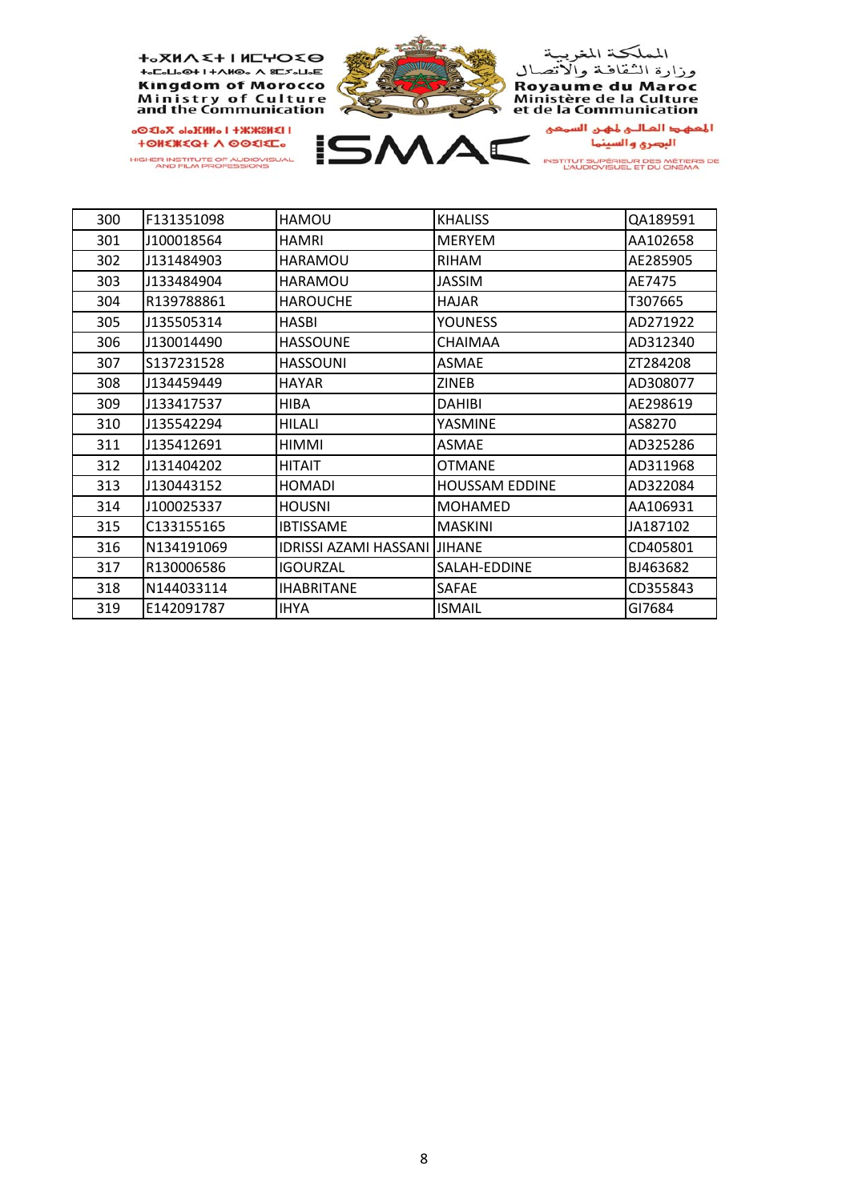| | | | | |
|---|---|---|---|---|
| 300 | F131351098 | HAMOU | KHALISS | QA189591 |
| 301 | J100018564 | HAMRI | MERYEM | AA102658 |
| 302 | J131484903 | HARAMOU | RIHAM | AE285905 |
| 303 | J133484904 | HARAMOU | JASSIM | AE7475 |
| 304 | R139788861 | HAROUCHE | HAJAR | T307665 |
| 305 | J135505314 | HASBI | YOUNESS | AD271922 |
| 306 | J130014490 | HASSOUNE | CHAIMAA | AD312340 |
| 307 | S137231528 | HASSOUNI | ASMAE | ZT284208 |
| 308 | J134459449 | HAYAR | ZINEB | AD308077 |
| 309 | J133417537 | HIBA | DAHIBI | AE298619 |
| 310 | J135542294 | HILALI | YASMINE | AS8270 |
| 311 | J135412691 | HIMMI | ASMAE | AD325286 |
| 312 | J131404202 | HITAIT | OTMANE | AD311968 |
| 313 | J130443152 | HOMADI | HOUSSAM EDDINE | AD322084 |
| 314 | J100025337 | HOUSNI | MOHAMED | AA106931 |
| 315 | C133155165 | IBTISSAME | MASKINI | JA187102 |
| 316 | N134191069 | IDRISSI AZAMI HASSANI | JIHANE | CD405801 |
| 317 | R130006586 | IGOURZAL | SALAH-EDDINE | BJ463682 |
| 318 | N144033114 | IHABRITANE | SAFAE | CD355843 |
| 319 | E142091787 | IHYA | ISMAIL | GI7684 |